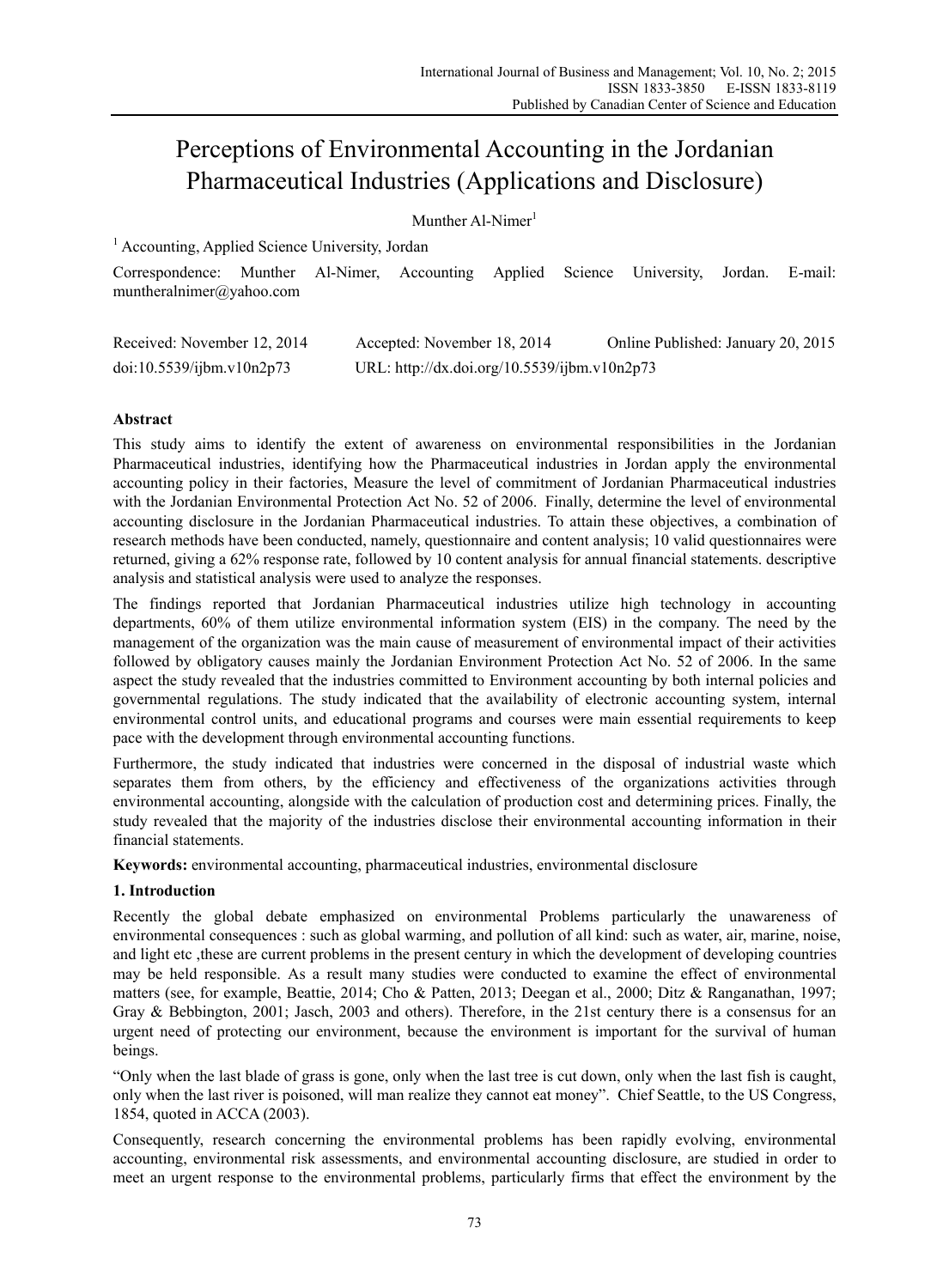# Perceptions of Environmental Accounting in the Jordanian Pharmaceutical Industries (Applications and Disclosure)

Munther Al-Nimer[1]

[1] Accounting, Applied Science University, Jordan

Correspondence: Munther Al-Nimer, Accounting Applied Science University, Jordan. E-mail: muntheralnimer@yahoo.com

Received: November 12, 2014 Accepted: November 18, 2014 Online Published: January 20, 2015

doi:10.5539/ijbm.v10n2p73 URL: http://dx.doi.org/10.5539/ijbm.v10n2p73

## Abstract

This study aims to identify the extent of awareness on environmental responsibilities in the Jordanian Pharmaceutical industries, identifying how the Pharmaceutical industries in Jordan apply the environmental accounting policy in their factories, Measure the level of commitment of Jordanian Pharmaceutical industries with the Jordanian Environmental Protection Act No. 52 of 2006. Finally, determine the level of environmental accounting disclosure in the Jordanian Pharmaceutical industries. To attain these objectives, a combination of research methods have been conducted, namely, questionnaire and content analysis; 10 valid questionnaires were returned, giving a 62% response rate, followed by 10 content analysis for annual financial statements. descriptive analysis and statistical analysis were used to analyze the responses.

The findings reported that Jordanian Pharmaceutical industries utilize high technology in accounting departments, 60% of them utilize environmental information system (EIS) in the company. The need by the management of the organization was the main cause of measurement of environmental impact of their activities followed by obligatory causes mainly the Jordanian Environment Protection Act No. 52 of 2006. In the same aspect the study revealed that the industries committed to Environment accounting by both internal policies and governmental regulations. The study indicated that the availability of electronic accounting system, internal environmental control units, and educational programs and courses were main essential requirements to keep pace with the development through environmental accounting functions.

Furthermore, the study indicated that industries were concerned in the disposal of industrial waste which separates them from others, by the efficiency and effectiveness of the organizations activities through environmental accounting, alongside with the calculation of production cost and determining prices. Finally, the study revealed that the majority of the industries disclose their environmental accounting information in their financial statements.

**Keywords:** environmental accounting, pharmaceutical industries, environmental disclosure

## 1. Introduction

Recently the global debate emphasized on environmental Problems particularly the unawareness of environmental consequences : such as global warming, and pollution of all kind: such as water, air, marine, noise, and light etc ,these are current problems in the present century in which the development of developing countries may be held responsible. As a result many studies were conducted to examine the effect of environmental matters (see, for example, Beattie, 2014; Cho & Patten, 2013; Deegan et al., 2000; Ditz & Ranganathan, 1997; Gray & Bebbington, 2001; Jasch, 2003 and others). Therefore, in the 21st century there is a consensus for an urgent need of protecting our environment, because the environment is important for the survival of human beings.

"Only when the last blade of grass is gone, only when the last tree is cut down, only when the last fish is caught, only when the last river is poisoned, will man realize they cannot eat money". Chief Seattle, to the US Congress, 1854, quoted in ACCA (2003).

Consequently, research concerning the environmental problems has been rapidly evolving, environmental accounting, environmental risk assessments, and environmental accounting disclosure, are studied in order to meet an urgent response to the environmental problems, particularly firms that effect the environment by the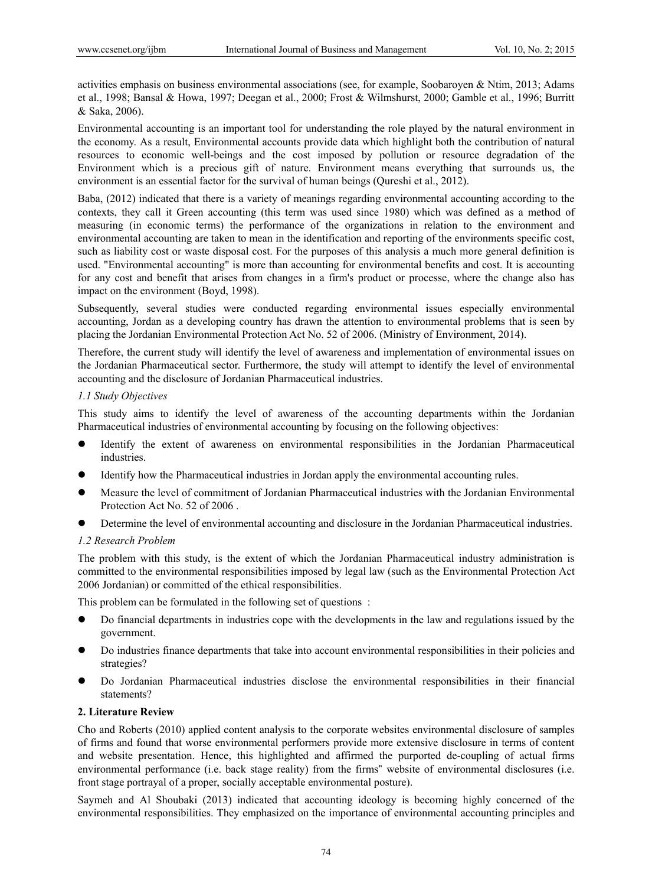activities emphasis on business environmental associations (see, for example, Soobaroyen & Ntim, 2013; Adams et al., 1998; Bansal & Howa, 1997; Deegan et al., 2000; Frost & Wilmshurst, 2000; Gamble et al., 1996; Burritt & Saka, 2006).

Environmental accounting is an important tool for understanding the role played by the natural environment in the economy. As a result, Environmental accounts provide data which highlight both the contribution of natural resources to economic well-beings and the cost imposed by pollution or resource degradation of the Environment which is a precious gift of nature. Environment means everything that surrounds us, the environment is an essential factor for the survival of human beings (Qureshi et al., 2012).

Baba, (2012) indicated that there is a variety of meanings regarding environmental accounting according to the contexts, they call it Green accounting (this term was used since 1980) which was defined as a method of measuring (in economic terms) the performance of the organizations in relation to the environment and environmental accounting are taken to mean in the identification and reporting of the environments specific cost, such as liability cost or waste disposal cost. For the purposes of this analysis a much more general definition is used. "Environmental accounting" is more than accounting for environmental benefits and cost. It is accounting for any cost and benefit that arises from changes in a firm's product or processe, where the change also has impact on the environment (Boyd, 1998).

Subsequently, several studies were conducted regarding environmental issues especially environmental accounting, Jordan as a developing country has drawn the attention to environmental problems that is seen by placing the Jordanian Environmental Protection Act No. 52 of 2006. (Ministry of Environment, 2014).

Therefore, the current study will identify the level of awareness and implementation of environmental issues on the Jordanian Pharmaceutical sector. Furthermore, the study will attempt to identify the level of environmental accounting and the disclosure of Jordanian Pharmaceutical industries.

### *1.1 Study Objectives*

This study aims to identify the level of awareness of the accounting departments within the Jordanian Pharmaceutical industries of environmental accounting by focusing on the following objectives:

- Identify the extent of awareness on environmental responsibilities in the Jordanian Pharmaceutical industries.
- Identify how the Pharmaceutical industries in Jordan apply the environmental accounting rules.
- Measure the level of commitment of Jordanian Pharmaceutical industries with the Jordanian Environmental Protection Act No. 52 of 2006 .
- Determine the level of environmental accounting and disclosure in the Jordanian Pharmaceutical industries.

### *1.2 Research Problem*

The problem with this study, is the extent of which the Jordanian Pharmaceutical industry administration is committed to the environmental responsibilities imposed by legal law (such as the Environmental Protection Act 2006 Jordanian) or committed of the ethical responsibilities.

This problem can be formulated in the following set of questions :

- Do financial departments in industries cope with the developments in the law and regulations issued by the government.
- Do industries finance departments that take into account environmental responsibilities in their policies and strategies?
- Do Jordanian Pharmaceutical industries disclose the environmental responsibilities in their financial statements?

## **2. Literature Review**

Cho and Roberts (2010) applied content analysis to the corporate websites environmental disclosure of samples of firms and found that worse environmental performers provide more extensive disclosure in terms of content and website presentation. Hence, this highlighted and affirmed the purported de-coupling of actual firms environmental performance (i.e. back stage reality) from the firms" website of environmental disclosures (i.e. front stage portrayal of a proper, socially acceptable environmental posture).

Saymeh and Al Shoubaki (2013) indicated that accounting ideology is becoming highly concerned of the environmental responsibilities. They emphasized on the importance of environmental accounting principles and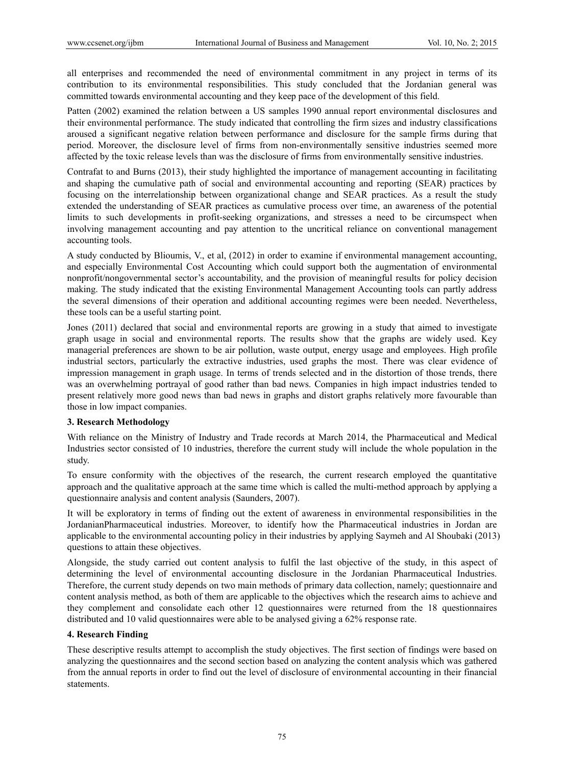all enterprises and recommended the need of environmental commitment in any project in terms of its contribution to its environmental responsibilities. This study concluded that the Jordanian general was committed towards environmental accounting and they keep pace of the development of this field.

Patten (2002) examined the relation between a US samples 1990 annual report environmental disclosures and their environmental performance. The study indicated that controlling the firm sizes and industry classifications aroused a significant negative relation between performance and disclosure for the sample firms during that period. Moreover, the disclosure level of firms from non-environmentally sensitive industries seemed more affected by the toxic release levels than was the disclosure of firms from environmentally sensitive industries.

Contrafat to and Burns (2013), their study highlighted the importance of management accounting in facilitating and shaping the cumulative path of social and environmental accounting and reporting (SEAR) practices by focusing on the interrelationship between organizational change and SEAR practices. As a result the study extended the understanding of SEAR practices as cumulative process over time, an awareness of the potential limits to such developments in profit-seeking organizations, and stresses a need to be circumspect when involving management accounting and pay attention to the uncritical reliance on conventional management accounting tools.

A study conducted by Blioumis, V., et al, (2012) in order to examine if environmental management accounting, and especially Environmental Cost Accounting which could support both the augmentation of environmental nonprofit/nongovernmental sector's accountability, and the provision of meaningful results for policy decision making. The study indicated that the existing Environmental Management Accounting tools can partly address the several dimensions of their operation and additional accounting regimes were been needed. Nevertheless, these tools can be a useful starting point.

Jones (2011) declared that social and environmental reports are growing in a study that aimed to investigate graph usage in social and environmental reports. The results show that the graphs are widely used. Key managerial preferences are shown to be air pollution, waste output, energy usage and employees. High profile industrial sectors, particularly the extractive industries, used graphs the most. There was clear evidence of impression management in graph usage. In terms of trends selected and in the distortion of those trends, there was an overwhelming portrayal of good rather than bad news. Companies in high impact industries tended to present relatively more good news than bad news in graphs and distort graphs relatively more favourable than those in low impact companies.

## 3. Research Methodology

With reliance on the Ministry of Industry and Trade records at March 2014, the Pharmaceutical and Medical Industries sector consisted of 10 industries, therefore the current study will include the whole population in the study.

To ensure conformity with the objectives of the research, the current research employed the quantitative approach and the qualitative approach at the same time which is called the multi-method approach by applying a questionnaire analysis and content analysis (Saunders, 2007).

It will be exploratory in terms of finding out the extent of awareness in environmental responsibilities in the JordanianPharmaceutical industries. Moreover, to identify how the Pharmaceutical industries in Jordan are applicable to the environmental accounting policy in their industries by applying Saymeh and Al Shoubaki (2013) questions to attain these objectives.

Alongside, the study carried out content analysis to fulfil the last objective of the study, in this aspect of determining the level of environmental accounting disclosure in the Jordanian Pharmaceutical Industries. Therefore, the current study depends on two main methods of primary data collection, namely; questionnaire and content analysis method, as both of them are applicable to the objectives which the research aims to achieve and they complement and consolidate each other 12 questionnaires were returned from the 18 questionnaires distributed and 10 valid questionnaires were able to be analysed giving a 62% response rate.

## 4. Research Finding

These descriptive results attempt to accomplish the study objectives. The first section of findings were based on analyzing the questionnaires and the second section based on analyzing the content analysis which was gathered from the annual reports in order to find out the level of disclosure of environmental accounting in their financial statements.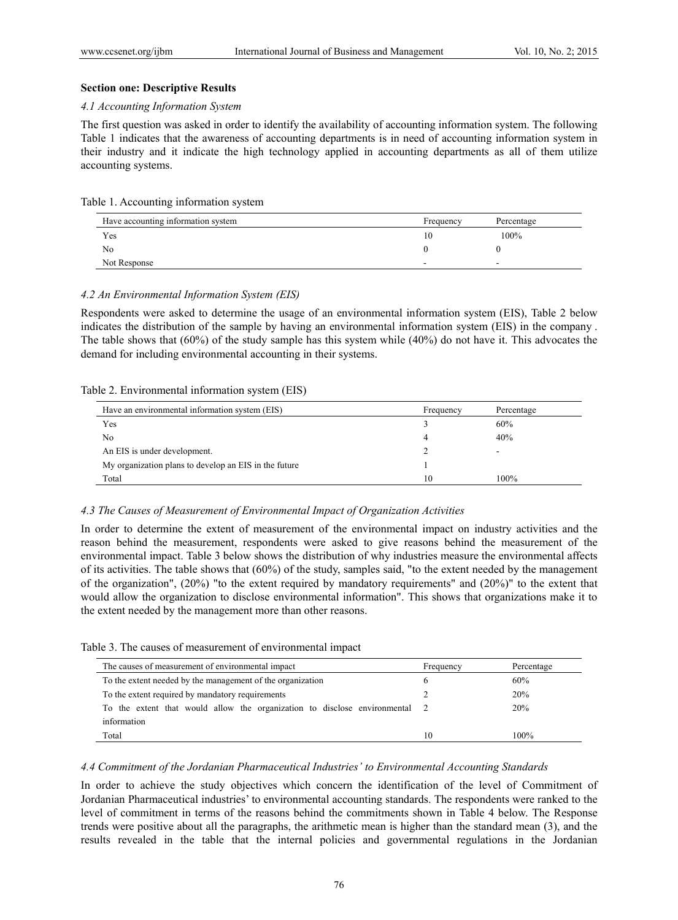**Section one: Descriptive Results**

*4.1 Accounting Information System*

The first question was asked in order to identify the availability of accounting information system. The following Table 1 indicates that the awareness of accounting departments is in need of accounting information system in their industry and it indicate the high technology applied in accounting departments as all of them utilize accounting systems.

Table 1. Accounting information system

| Have accounting information system | Frequency | Percentage |
|---|---|---|
| Yes | 10 | 100% |
| No | 0 | 0 |
| Not Response | - | - |

*4.2 An Environmental Information System (EIS)*

Respondents were asked to determine the usage of an environmental information system (EIS), Table 2 below indicates the distribution of the sample by having an environmental information system (EIS) in the company . The table shows that (60%) of the study sample has this system while (40%) do not have it. This advocates the demand for including environmental accounting in their systems.

Table 2. Environmental information system (EIS)

| Have an environmental information system (EIS) | Frequency | Percentage |
|---|---|---|
| Yes | 3 | 60% |
| No | 4 | 40% |
| An EIS is under development. | 2 | - |
| My organization plans to develop an EIS in the future | 1 | |
| Total | 10 | 100% |

*4.3 The Causes of Measurement of Environmental Impact of Organization Activities*

In order to determine the extent of measurement of the environmental impact on industry activities and the reason behind the measurement, respondents were asked to give reasons behind the measurement of the environmental impact. Table 3 below shows the distribution of why industries measure the environmental affects of its activities. The table shows that (60%) of the study, samples said, "to the extent needed by the management of the organization", (20%) "to the extent required by mandatory requirements" and (20%)" to the extent that would allow the organization to disclose environmental information". This shows that organizations make it to the extent needed by the management more than other reasons.

Table 3. The causes of measurement of environmental impact

| The causes of measurement of environmental impact | Frequency | Percentage |
|---|---|---|
| To the extent needed by the management of the organization | 6 | 60% |
| To the extent required by mandatory requirements | 2 | 20% |
| To the extent that would allow the organization to disclose environmental information | 2 | 20% |
| Total | 10 | 100% |

*4.4 Commitment of the Jordanian Pharmaceutical Industries' to Environmental Accounting Standards*

In order to achieve the study objectives which concern the identification of the level of Commitment of Jordanian Pharmaceutical industries' to environmental accounting standards. The respondents were ranked to the level of commitment in terms of the reasons behind the commitments shown in Table 4 below. The Response trends were positive about all the paragraphs, the arithmetic mean is higher than the standard mean (3), and the results revealed in the table that the internal policies and governmental regulations in the Jordanian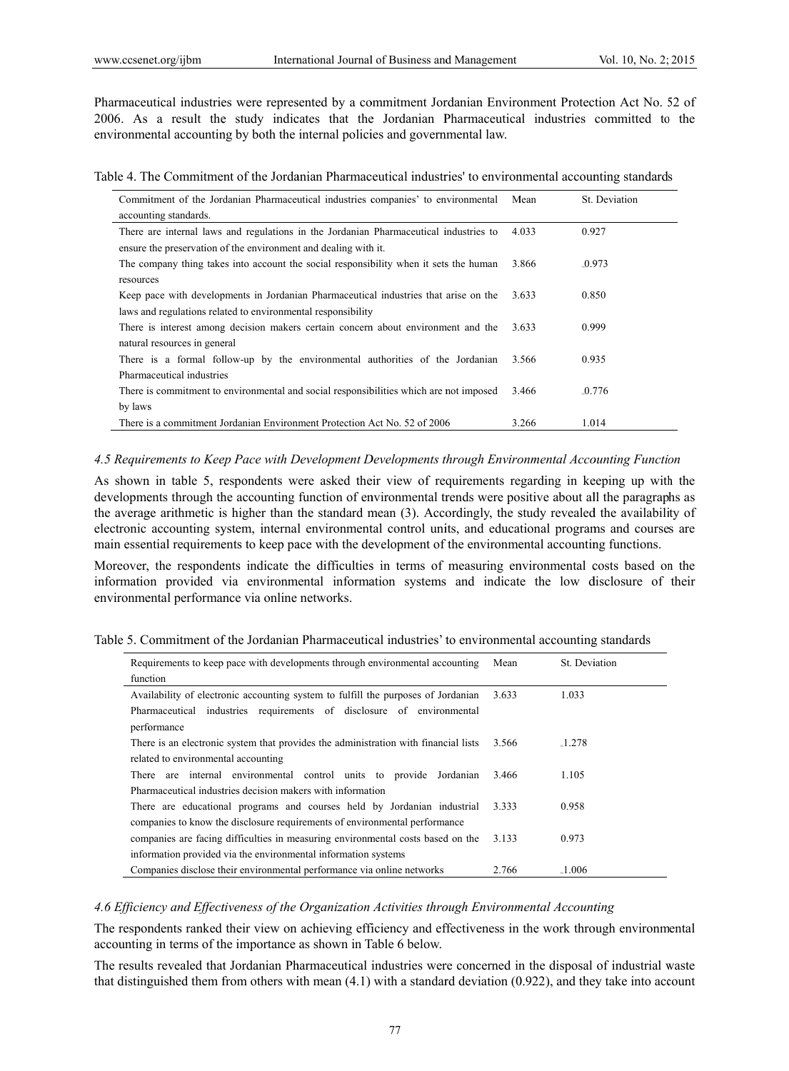Pharmaceutical industries were represented by a commitment Jordanian Environment Protection Act No. 52 of 2006. As a result the study indicates that the Jordanian Pharmaceutical industries committed to the environmental accounting by both the internal policies and governmental law.

Table 4. The Commitment of the Jordanian Pharmaceutical industries' to environmental accounting standards

| Commitment of the Jordanian Pharmaceutical industries companies' to environmental accounting standards. | Mean | St. Deviation |
|---|---|---|
| There are internal laws and regulations in the Jordanian Pharmaceutical industries to ensure the preservation of the environment and dealing with it. | 4.033 | 0.927 |
| The company thing takes into account the social responsibility when it sets the human resources | 3.866 | 0.973 |
| Keep pace with developments in Jordanian Pharmaceutical industries that arise on the laws and regulations related to environmental responsibility | 3.633 | 0.850 |
| There is interest among decision makers certain concern about environment and the natural resources in general | 3.633 | 0.999 |
| There is a formal follow-up by the environmental authorities of the Jordanian Pharmaceutical industries | 3.566 | 0.935 |
| There is commitment to environmental and social responsibilities which are not imposed by laws | 3.466 | 0.776 |
| There is a commitment Jordanian Environment Protection Act No. 52 of 2006 | 3.266 | 1.014 |

### *4.5 Requirements to Keep Pace with Development Developments through Environmental Accounting Function*

As shown in table 5, respondents were asked their view of requirements regarding in keeping up with the developments through the accounting function of environmental trends were positive about all the paragraphs as the average arithmetic is higher than the standard mean (3). Accordingly, the study revealed the availability of electronic accounting system, internal environmental control units, and educational programs and courses are main essential requirements to keep pace with the development of the environmental accounting functions.

Moreover, the respondents indicate the difficulties in terms of measuring environmental costs based on the information provided via environmental information systems and indicate the low disclosure of their environmental performance via online networks.

Table 5. Commitment of the Jordanian Pharmaceutical industries' to environmental accounting standards

| Requirements to keep pace with developments through environmental accounting function | Mean | St. Deviation |
|---|---|---|
| Availability of electronic accounting system to fulfill the purposes of Jordanian Pharmaceutical industries requirements of disclosure of environmental performance | 3.633 | 1.033 |
| There is an electronic system that provides the administration with financial lists related to environmental accounting | 3.566 | 1.278 |
| There are internal environmental control units to provide Jordanian Pharmaceutical industries decision makers with information | 3.466 | 1.105 |
| There are educational programs and courses held by Jordanian industrial companies to know the disclosure requirements of environmental performance | 3.333 | 0.958 |
| companies are facing difficulties in measuring environmental costs based on the information provided via the environmental information systems | 3.133 | 0.973 |
| Companies disclose their environmental performance via online networks | 2.766 | 1.006 |

### *4.6 Efficiency and Effectiveness of the Organization Activities through Environmental Accounting*

The respondents ranked their view on achieving efficiency and effectiveness in the work through environmental accounting in terms of the importance as shown in Table 6 below.

The results revealed that Jordanian Pharmaceutical industries were concerned in the disposal of industrial waste that distinguished them from others with mean (4.1) with a standard deviation (0.922), and they take into account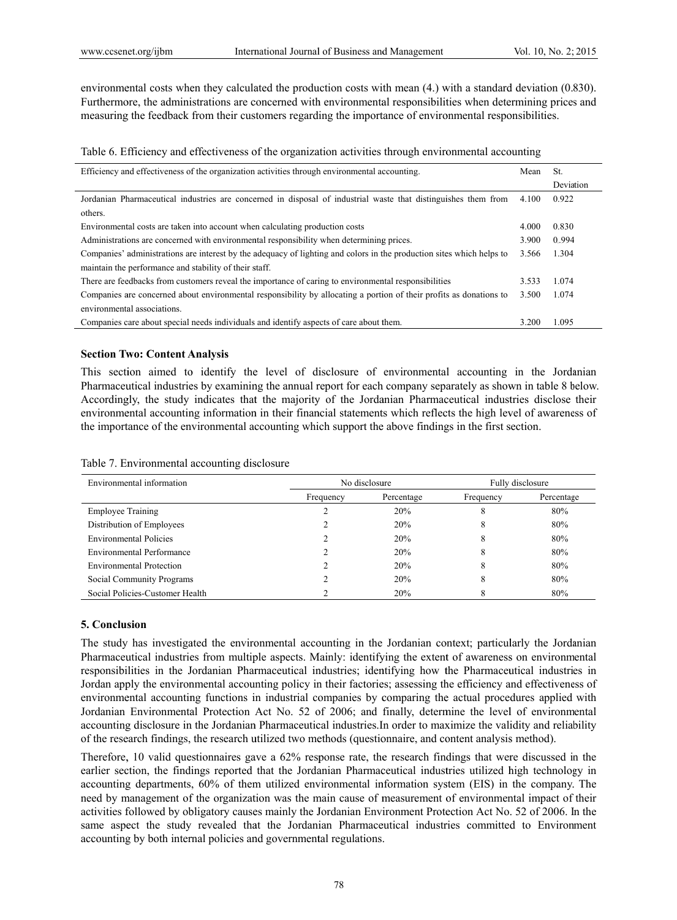environmental costs when they calculated the production costs with mean (4.) with a standard deviation (0.830). Furthermore, the administrations are concerned with environmental responsibilities when determining prices and measuring the feedback from their customers regarding the importance of environmental responsibilities.

Table 6. Efficiency and effectiveness of the organization activities through environmental accounting

| Efficiency and effectiveness of the organization activities through environmental accounting. | Mean | St. Deviation |
|---|---|---|
| Jordanian Pharmaceutical industries are concerned in disposal of industrial waste that distinguishes them from others. | 4.100 | 0.922 |
| Environmental costs are taken into account when calculating production costs | 4.000 | 0.830 |
| Administrations are concerned with environmental responsibility when determining prices. | 3.900 | 0.994 |
| Companies' administrations are interest by the adequacy of lighting and colors in the production sites which helps to maintain the performance and stability of their staff. | 3.566 | 1.304 |
| There are feedbacks from customers reveal the importance of caring to environmental responsibilities | 3.533 | 1.074 |
| Companies are concerned about environmental responsibility by allocating a portion of their profits as donations to environmental associations. | 3.500 | 1.074 |
| Companies care about special needs individuals and identify aspects of care about them. | 3.200 | 1.095 |

**Section Two: Content Analysis**

This section aimed to identify the level of disclosure of environmental accounting in the Jordanian Pharmaceutical industries by examining the annual report for each company separately as shown in table 8 below. Accordingly, the study indicates that the majority of the Jordanian Pharmaceutical industries disclose their environmental accounting information in their financial statements which reflects the high level of awareness of the importance of the environmental accounting which support the above findings in the first section.

Table 7. Environmental accounting disclosure

| Environmental information | No disclosure | | Fully disclosure | |
|---|---|---|---|---|
| | Frequency | Percentage | Frequency | Percentage |
| Employee Training | 2 | 20% | 8 | 80% |
| Distribution of Employees | 2 | 20% | 8 | 80% |
| Environmental Policies | 2 | 20% | 8 | 80% |
| Environmental Performance | 2 | 20% | 8 | 80% |
| Environmental Protection | 2 | 20% | 8 | 80% |
| Social Community Programs | 2 | 20% | 8 | 80% |
| Social Policies-Customer Health | 2 | 20% | 8 | 80% |

## 5. Conclusion

The study has investigated the environmental accounting in the Jordanian context; particularly the Jordanian Pharmaceutical industries from multiple aspects. Mainly: identifying the extent of awareness on environmental responsibilities in the Jordanian Pharmaceutical industries; identifying how the Pharmaceutical industries in Jordan apply the environmental accounting policy in their factories; assessing the efficiency and effectiveness of environmental accounting functions in industrial companies by comparing the actual procedures applied with Jordanian Environmental Protection Act No. 52 of 2006; and finally, determine the level of environmental accounting disclosure in the Jordanian Pharmaceutical industries.In order to maximize the validity and reliability of the research findings, the research utilized two methods (questionnaire, and content analysis method).

Therefore, 10 valid questionnaires gave a 62% response rate, the research findings that were discussed in the earlier section, the findings reported that the Jordanian Pharmaceutical industries utilized high technology in accounting departments, 60% of them utilized environmental information system (EIS) in the company. The need by management of the organization was the main cause of measurement of environmental impact of their activities followed by obligatory causes mainly the Jordanian Environment Protection Act No. 52 of 2006. In the same aspect the study revealed that the Jordanian Pharmaceutical industries committed to Environment accounting by both internal policies and governmental regulations.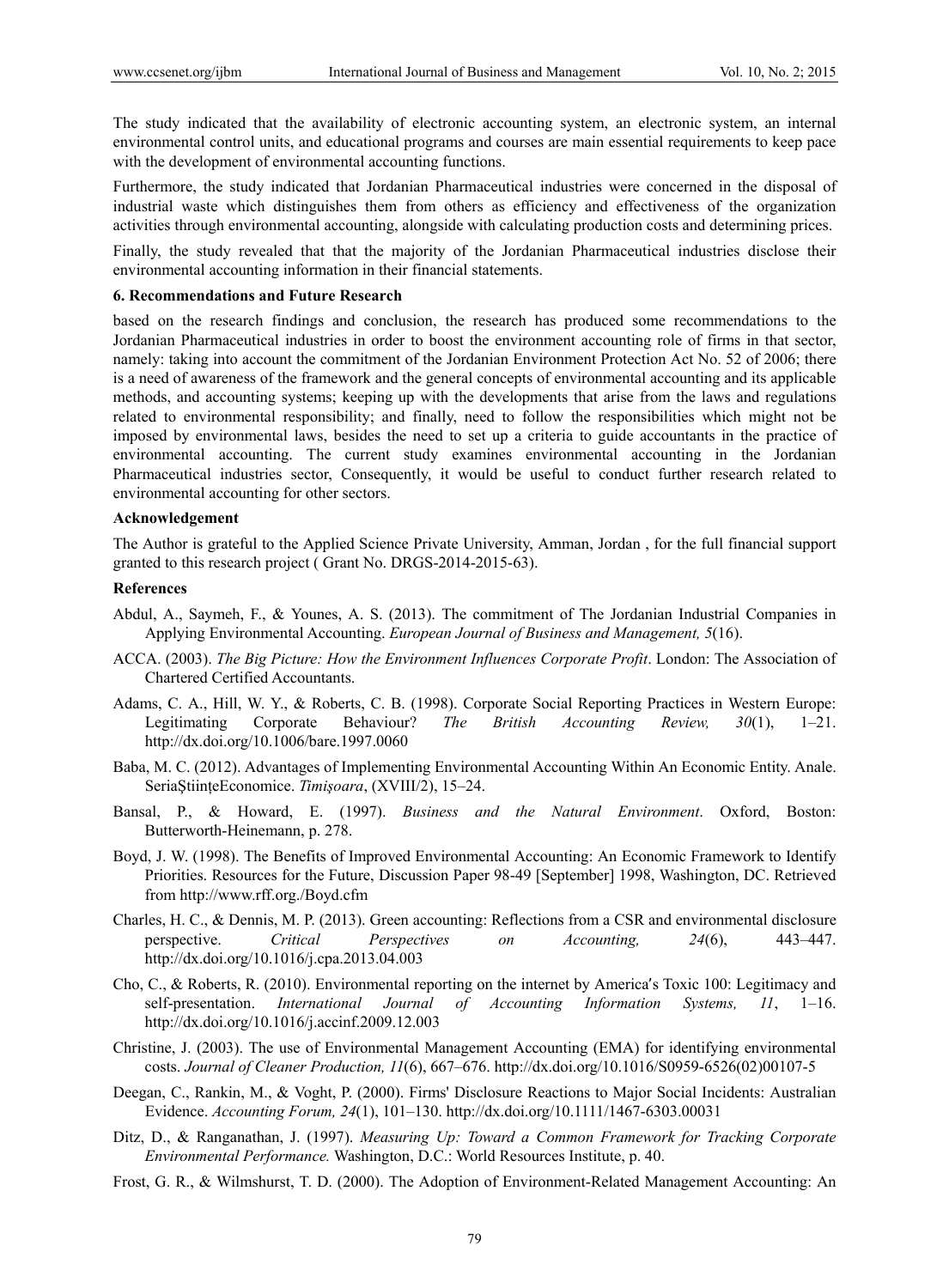The study indicated that the availability of electronic accounting system, an electronic system, an internal environmental control units, and educational programs and courses are main essential requirements to keep pace with the development of environmental accounting functions.

Furthermore, the study indicated that Jordanian Pharmaceutical industries were concerned in the disposal of industrial waste which distinguishes them from others as efficiency and effectiveness of the organization activities through environmental accounting, alongside with calculating production costs and determining prices.

Finally, the study revealed that that the majority of the Jordanian Pharmaceutical industries disclose their environmental accounting information in their financial statements.

## 6. Recommendations and Future Research

based on the research findings and conclusion, the research has produced some recommendations to the Jordanian Pharmaceutical industries in order to boost the environment accounting role of firms in that sector, namely: taking into account the commitment of the Jordanian Environment Protection Act No. 52 of 2006; there is a need of awareness of the framework and the general concepts of environmental accounting and its applicable methods, and accounting systems; keeping up with the developments that arise from the laws and regulations related to environmental responsibility; and finally, need to follow the responsibilities which might not be imposed by environmental laws, besides the need to set up a criteria to guide accountants in the practice of environmental accounting. The current study examines environmental accounting in the Jordanian Pharmaceutical industries sector, Consequently, it would be useful to conduct further research related to environmental accounting for other sectors.

## Acknowledgement

The Author is grateful to the Applied Science Private University, Amman, Jordan , for the full financial support granted to this research project ( Grant No. DRGS-2014-2015-63).

## References

Abdul, A., Saymeh, F., & Younes, A. S. (2013). The commitment of The Jordanian Industrial Companies in Applying Environmental Accounting. *European Journal of Business and Management, 5*(16).

ACCA. (2003). *The Big Picture: How the Environment Influences Corporate Profit*. London: The Association of Chartered Certified Accountants.

Adams, C. A., Hill, W. Y., & Roberts, C. B. (1998). Corporate Social Reporting Practices in Western Europe: Legitimating Corporate Behaviour? *The British Accounting Review, 30*(1), 1–21. http://dx.doi.org/10.1006/bare.1997.0060

Baba, M. C. (2012). Advantages of Implementing Environmental Accounting Within An Economic Entity. Anale. SeriaŞtiinţeEconomice. *Timişoara*, (XVIII/2), 15–24.

Bansal, P., & Howard, E. (1997). *Business and the Natural Environment*. Oxford, Boston: Butterworth-Heinemann, p. 278.

Boyd, J. W. (1998). The Benefits of Improved Environmental Accounting: An Economic Framework to Identify Priorities. Resources for the Future, Discussion Paper 98-49 [September] 1998, Washington, DC. Retrieved from http://www.rff.org./Boyd.cfm

Charles, H. C., & Dennis, M. P. (2013). Green accounting: Reflections from a CSR and environmental disclosure perspective. *Critical Perspectives on Accounting, 24*(6), 443–447. http://dx.doi.org/10.1016/j.cpa.2013.04.003

Cho, C., & Roberts, R. (2010). Environmental reporting on the internet by America's Toxic 100: Legitimacy and self-presentation. *International Journal of Accounting Information Systems, 11*, 1–16. http://dx.doi.org/10.1016/j.accinf.2009.12.003

Christine, J. (2003). The use of Environmental Management Accounting (EMA) for identifying environmental costs. *Journal of Cleaner Production, 11*(6), 667–676. http://dx.doi.org/10.1016/S0959-6526(02)00107-5

Deegan, C., Rankin, M., & Voght, P. (2000). Firms' Disclosure Reactions to Major Social Incidents: Australian Evidence. *Accounting Forum, 24*(1), 101–130. http://dx.doi.org/10.1111/1467-6303.00031

Ditz, D., & Ranganathan, J. (1997). *Measuring Up: Toward a Common Framework for Tracking Corporate Environmental Performance.* Washington, D.C.: World Resources Institute, p. 40.

Frost, G. R., & Wilmshurst, T. D. (2000). The Adoption of Environment-Related Management Accounting: An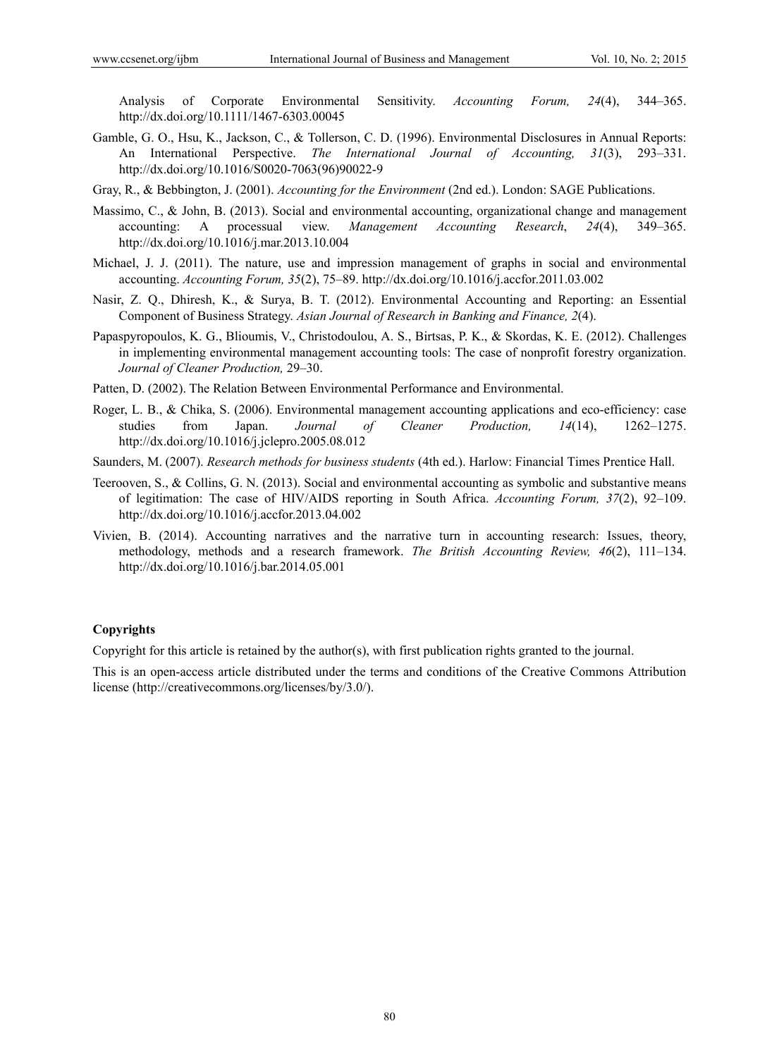Analysis of Corporate Environmental Sensitivity. *Accounting Forum, 24*(4), 344–365. http://dx.doi.org/10.1111/1467-6303.00045

Gamble, G. O., Hsu, K., Jackson, C., & Tollerson, C. D. (1996). Environmental Disclosures in Annual Reports: An International Perspective. *The International Journal of Accounting, 31*(3), 293–331. http://dx.doi.org/10.1016/S0020-7063(96)90022-9

Gray, R., & Bebbington, J. (2001). *Accounting for the Environment* (2nd ed.). London: SAGE Publications.

Massimo, C., & John, B. (2013). Social and environmental accounting, organizational change and management accounting: A processual view. *Management Accounting Research*, *24*(4), 349–365. http://dx.doi.org/10.1016/j.mar.2013.10.004

Michael, J. J. (2011). The nature, use and impression management of graphs in social and environmental accounting. *Accounting Forum, 35*(2), 75–89. http://dx.doi.org/10.1016/j.accfor.2011.03.002

Nasir, Z. Q., Dhiresh, K., & Surya, B. T. (2012). Environmental Accounting and Reporting: an Essential Component of Business Strategy. *Asian Journal of Research in Banking and Finance, 2*(4).

Papaspyropoulos, K. G., Blioumis, V., Christodoulou, A. S., Birtsas, P. K., & Skordas, K. E. (2012). Challenges in implementing environmental management accounting tools: The case of nonprofit forestry organization. *Journal of Cleaner Production,* 29–30.

Patten, D. (2002). The Relation Between Environmental Performance and Environmental.

Roger, L. B., & Chika, S. (2006). Environmental management accounting applications and eco-efficiency: case studies from Japan. *Journal of Cleaner Production, 14*(14), 1262–1275. http://dx.doi.org/10.1016/j.jclepro.2005.08.012

Saunders, M. (2007). *Research methods for business students* (4th ed.). Harlow: Financial Times Prentice Hall.

Teerooven, S., & Collins, G. N. (2013). Social and environmental accounting as symbolic and substantive means of legitimation: The case of HIV/AIDS reporting in South Africa. *Accounting Forum, 37*(2), 92–109. http://dx.doi.org/10.1016/j.accfor.2013.04.002

Vivien, B. (2014). Accounting narratives and the narrative turn in accounting research: Issues, theory, methodology, methods and a research framework. *The British Accounting Review, 46*(2), 111–134. http://dx.doi.org/10.1016/j.bar.2014.05.001

**Copyrights**

Copyright for this article is retained by the author(s), with first publication rights granted to the journal.

This is an open-access article distributed under the terms and conditions of the Creative Commons Attribution license (http://creativecommons.org/licenses/by/3.0/).